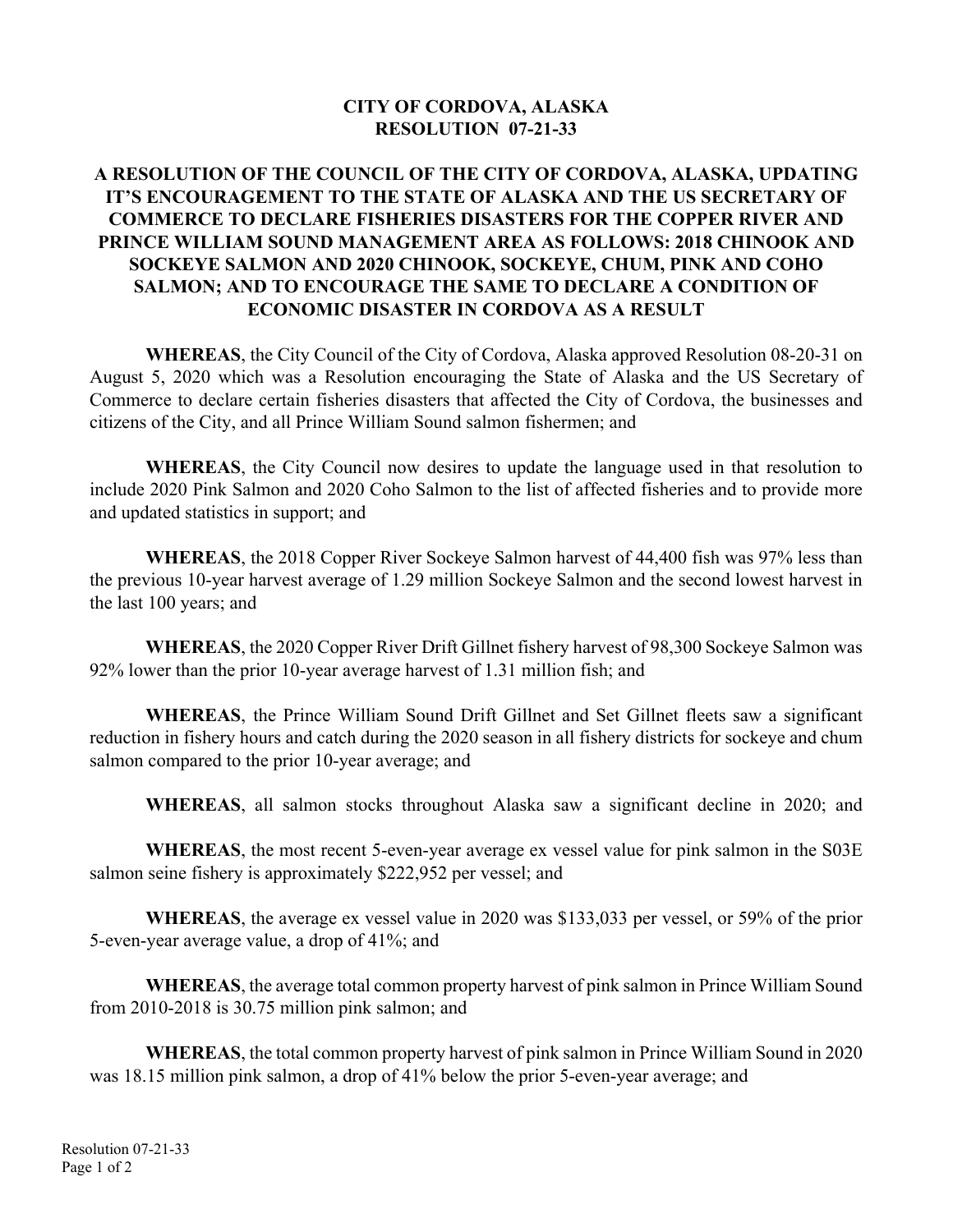# CITY OF CORDOVA, ALASKA
# RESOLUTION 07-21-33

## A RESOLUTION OF THE COUNCIL OF THE CITY OF CORDOVA, ALASKA, UPDATING IT'S ENCOURAGEMENT TO THE STATE OF ALASKA AND THE US SECRETARY OF COMMERCE TO DECLARE FISHERIES DISASTERS FOR THE COPPER RIVER AND PRINCE WILLIAM SOUND MANAGEMENT AREA AS FOLLOWS: 2018 CHINOOK AND SOCKEYE SALMON AND 2020 CHINOOK, SOCKEYE, CHUM, PINK AND COHO SALMON; AND TO ENCOURAGE THE SAME TO DECLARE A CONDITION OF ECONOMIC DISASTER IN CORDOVA AS A RESULT

**WHEREAS**, the City Council of the City of Cordova, Alaska approved Resolution 08-20-31 on August 5, 2020 which was a Resolution encouraging the State of Alaska and the US Secretary of Commerce to declare certain fisheries disasters that affected the City of Cordova, the businesses and citizens of the City, and all Prince William Sound salmon fishermen; and

**WHEREAS**, the City Council now desires to update the language used in that resolution to include 2020 Pink Salmon and 2020 Coho Salmon to the list of affected fisheries and to provide more and updated statistics in support; and

**WHEREAS**, the 2018 Copper River Sockeye Salmon harvest of 44,400 fish was 97% less than the previous 10-year harvest average of 1.29 million Sockeye Salmon and the second lowest harvest in the last 100 years; and

**WHEREAS**, the 2020 Copper River Drift Gillnet fishery harvest of 98,300 Sockeye Salmon was 92% lower than the prior 10-year average harvest of 1.31 million fish; and

**WHEREAS**, the Prince William Sound Drift Gillnet and Set Gillnet fleets saw a significant reduction in fishery hours and catch during the 2020 season in all fishery districts for sockeye and chum salmon compared to the prior 10-year average; and

**WHEREAS**, all salmon stocks throughout Alaska saw a significant decline in 2020; and

**WHEREAS**, the most recent 5-even-year average ex vessel value for pink salmon in the S03E salmon seine fishery is approximately $222,952 per vessel; and

**WHEREAS**, the average ex vessel value in 2020 was $133,033 per vessel, or 59% of the prior 5-even-year average value, a drop of 41%; and

**WHEREAS**, the average total common property harvest of pink salmon in Prince William Sound from 2010-2018 is 30.75 million pink salmon; and

**WHEREAS**, the total common property harvest of pink salmon in Prince William Sound in 2020 was 18.15 million pink salmon, a drop of 41% below the prior 5-even-year average; and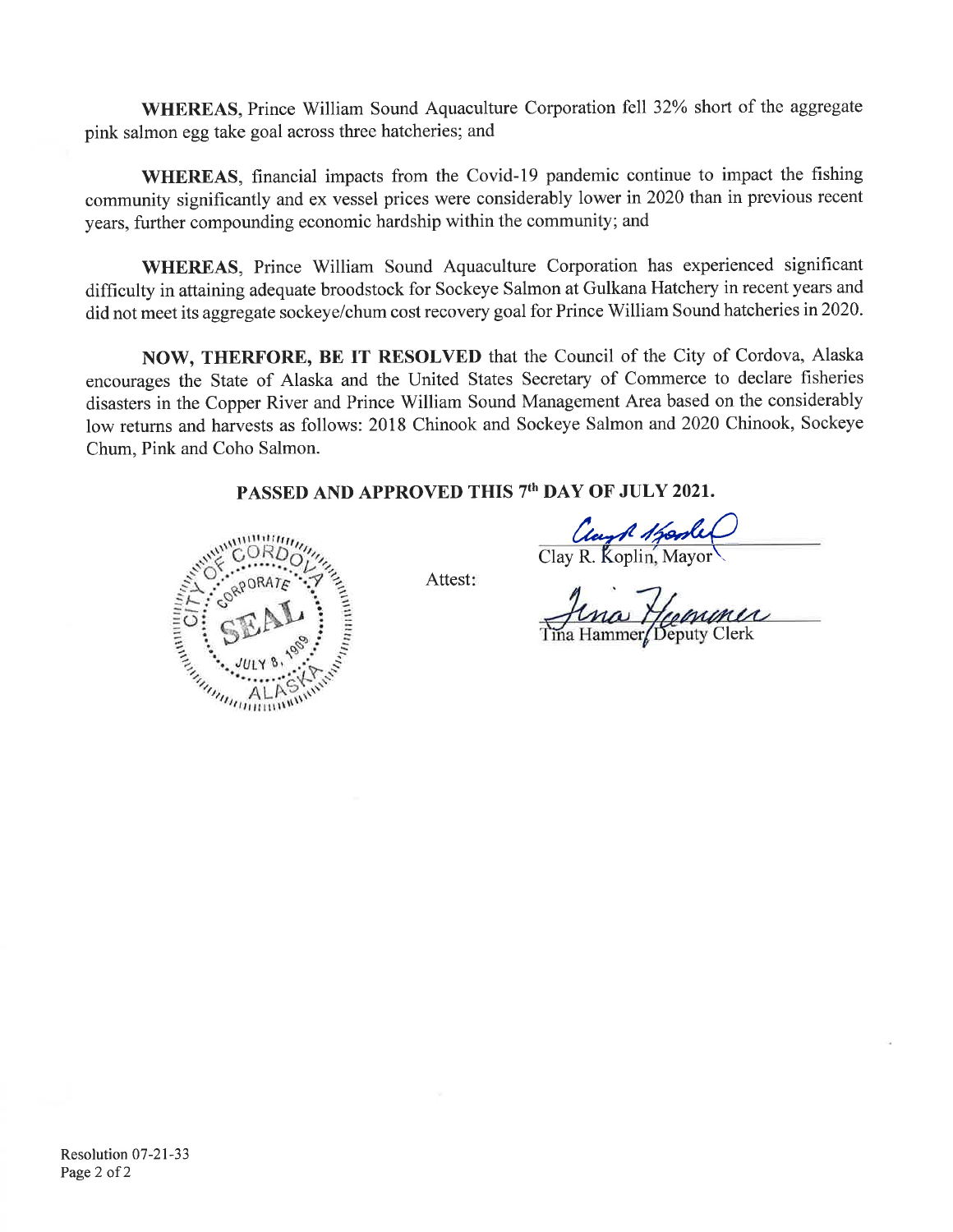**WHEREAS**, Prince William Sound Aquaculture Corporation fell 32% short of the aggregate pink salmon egg take goal across three hatcheries; and

**WHEREAS**, financial impacts from the Covid-19 pandemic continue to impact the fishing community significantly and ex vessel prices were considerably lower in 2020 than in previous recent years, further compounding economic hardship within the community; and

**WHEREAS**, Prince William Sound Aquaculture Corporation has experienced significant difficulty in attaining adequate broodstock for Sockeye Salmon at Gulkana Hatchery in recent years and did not meet its aggregate sockeye/chum cost recovery goal for Prince William Sound hatcheries in 2020.

**NOW, THERFORE, BE IT RESOLVED** that the Council of the City of Cordova, Alaska encourages the State of Alaska and the United States Secretary of Commerce to declare fisheries disasters in the Copper River and Prince William Sound Management Area based on the considerably low returns and harvests as follows: 2018 Chinook and Sockeye Salmon and 2020 Chinook, Sockeye Chum, Pink and Coho Salmon.

**PASSED AND APPROVED THIS 7th DAY OF JULY 2021.**

CITY OF CORDOVA CORPORATE SEAL JULY 8, 1909 ALASKA

Clay R. Koplin, Mayor

Attest:

Tina Hammer, Deputy Clerk

Resolution 07-21-33